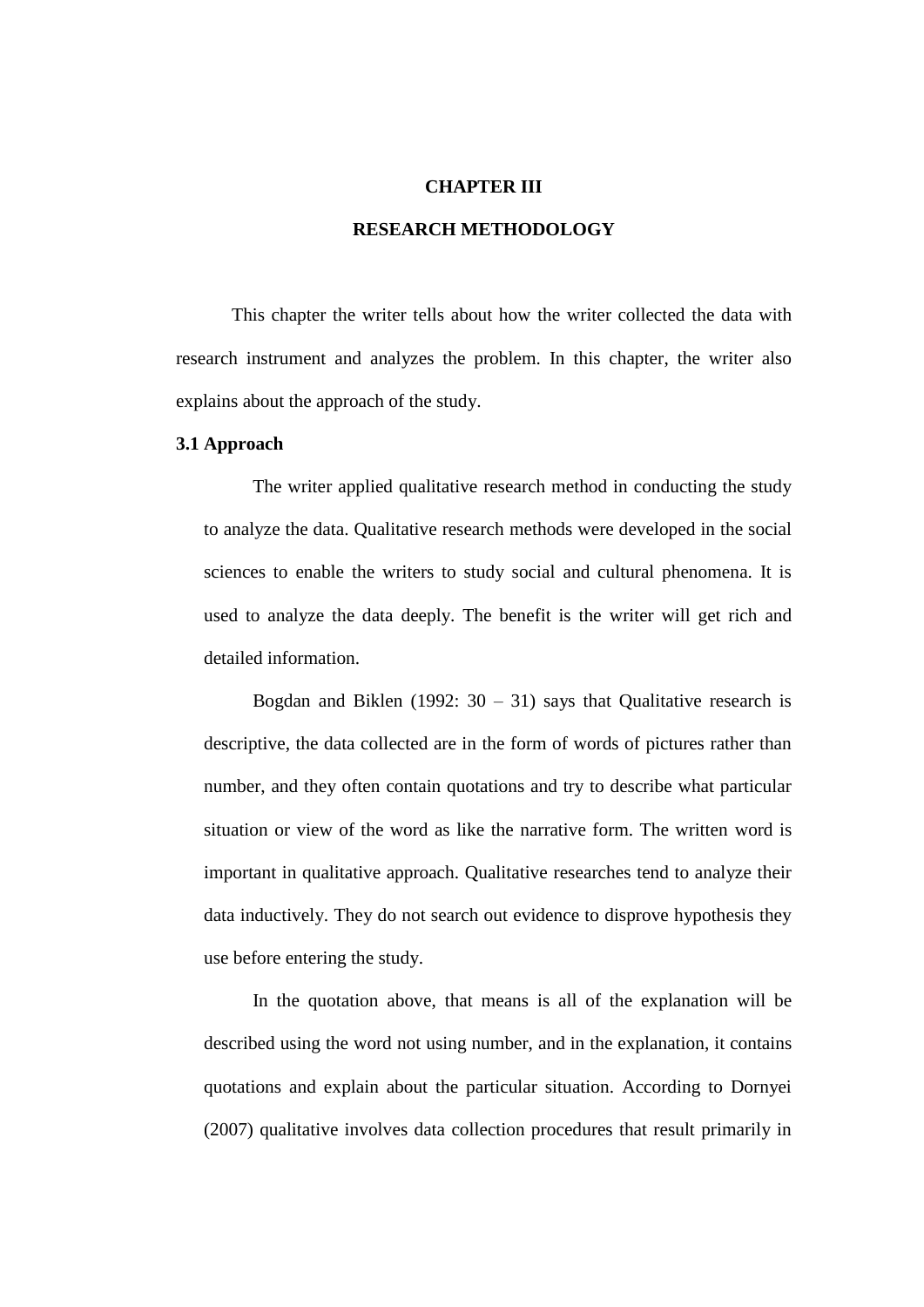# CHAPTER III

# RESEARCH METHODOLOGY

This chapter the writer tells about how the writer collected the data with research instrument and analyzes the problem. In this chapter, the writer also explains about the approach of the study.

## 3.1 Approach

The writer applied qualitative research method in conducting the study to analyze the data. Qualitative research methods were developed in the social sciences to enable the writers to study social and cultural phenomena. It is used to analyze the data deeply. The benefit is the writer will get rich and detailed information.

Bogdan and Biklen (1992: 30 – 31) says that Qualitative research is descriptive, the data collected are in the form of words of pictures rather than number, and they often contain quotations and try to describe what particular situation or view of the word as like the narrative form. The written word is important in qualitative approach. Qualitative researches tend to analyze their data inductively. They do not search out evidence to disprove hypothesis they use before entering the study.

In the quotation above, that means is all of the explanation will be described using the word not using number, and in the explanation, it contains quotations and explain about the particular situation. According to Dornyei (2007) qualitative involves data collection procedures that result primarily in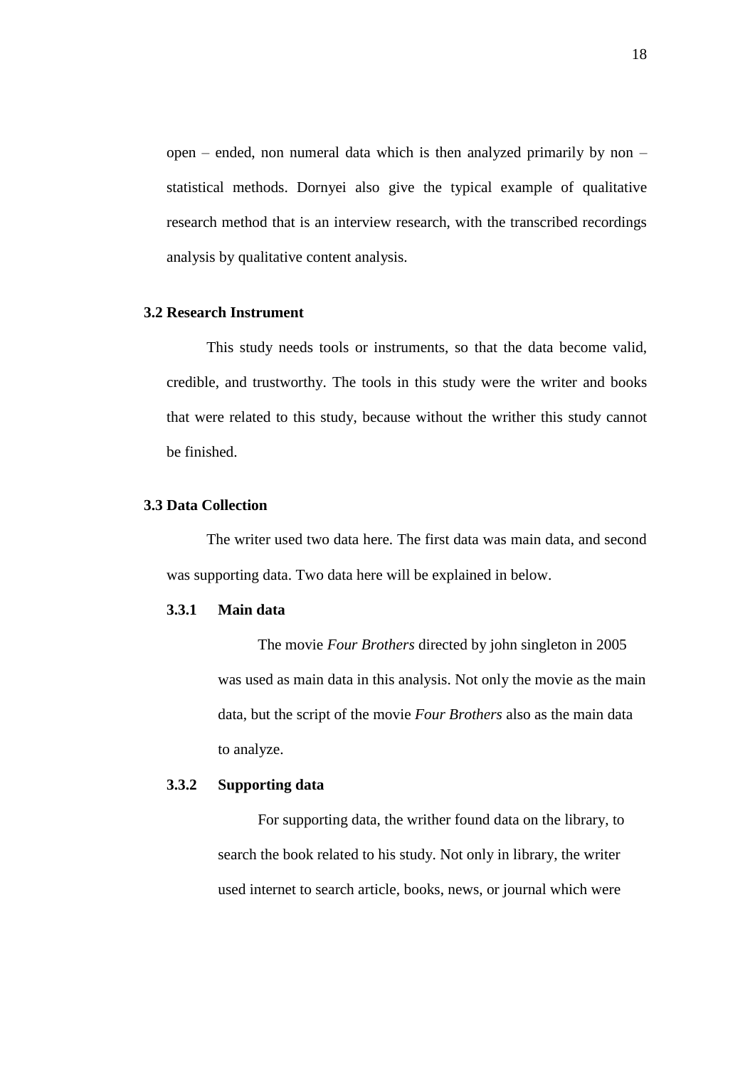open – ended, non numeral data which is then analyzed primarily by non – statistical methods. Dornyei also give the typical example of qualitative research method that is an interview research, with the transcribed recordings analysis by qualitative content analysis.

## 3.2 Research Instrument

This study needs tools or instruments, so that the data become valid, credible, and trustworthy. The tools in this study were the writer and books that were related to this study, because without the writher this study cannot be finished.

## 3.3 Data Collection

The writer used two data here. The first data was main data, and second was supporting data. Two data here will be explained in below.

### 3.3.1 Main data

The movie *Four Brothers* directed by john singleton in 2005 was used as main data in this analysis. Not only the movie as the main data, but the script of the movie *Four Brothers* also as the main data to analyze.

### 3.3.2 Supporting data

For supporting data, the writher found data on the library, to search the book related to his study. Not only in library, the writer used internet to search article, books, news, or journal which were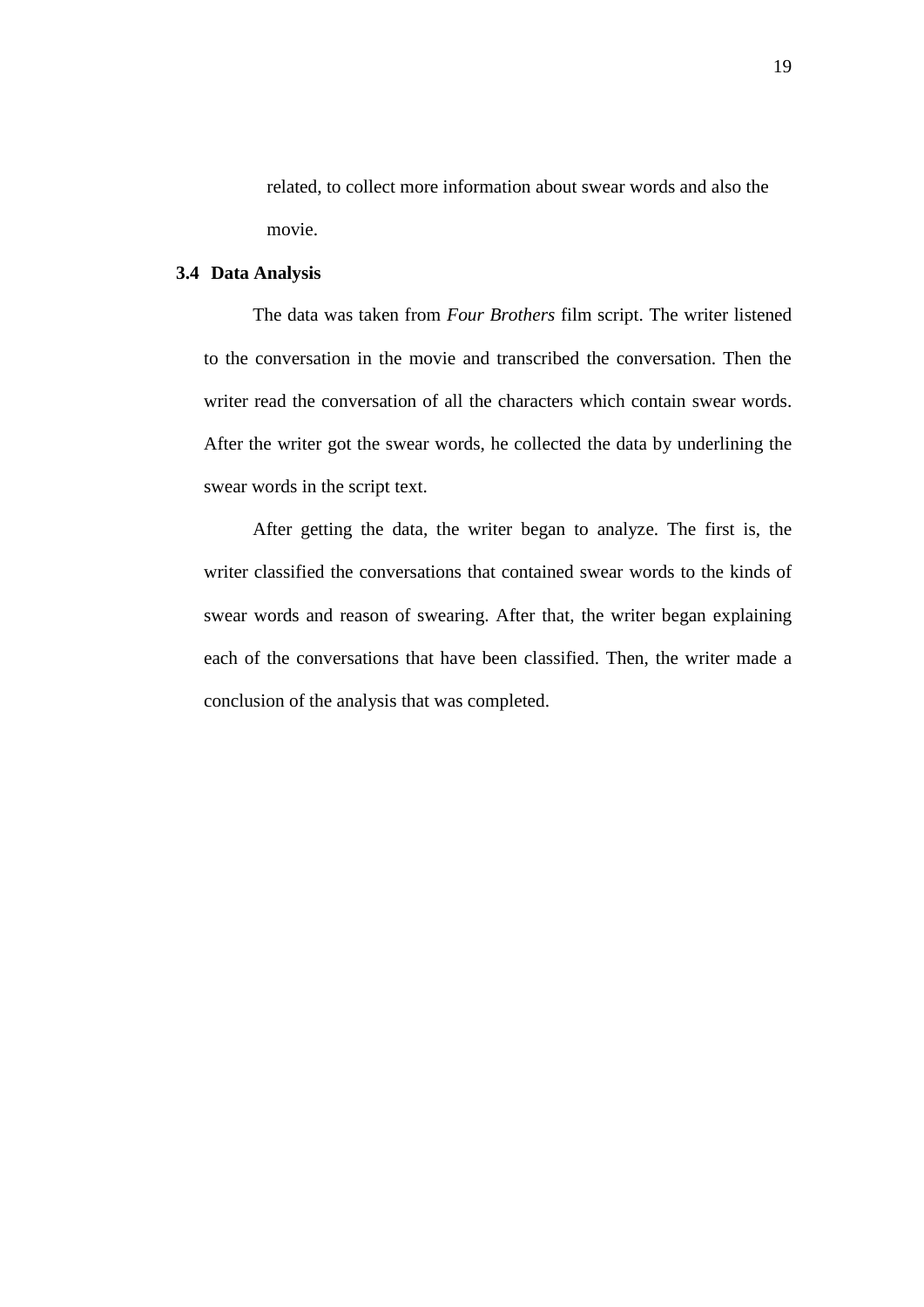related, to collect more information about swear words and also the movie.

### 3.4 Data Analysis

The data was taken from *Four Brothers* film script. The writer listened to the conversation in the movie and transcribed the conversation. Then the writer read the conversation of all the characters which contain swear words. After the writer got the swear words, he collected the data by underlining the swear words in the script text.

After getting the data, the writer began to analyze. The first is, the writer classified the conversations that contained swear words to the kinds of swear words and reason of swearing. After that, the writer began explaining each of the conversations that have been classified. Then, the writer made a conclusion of the analysis that was completed.